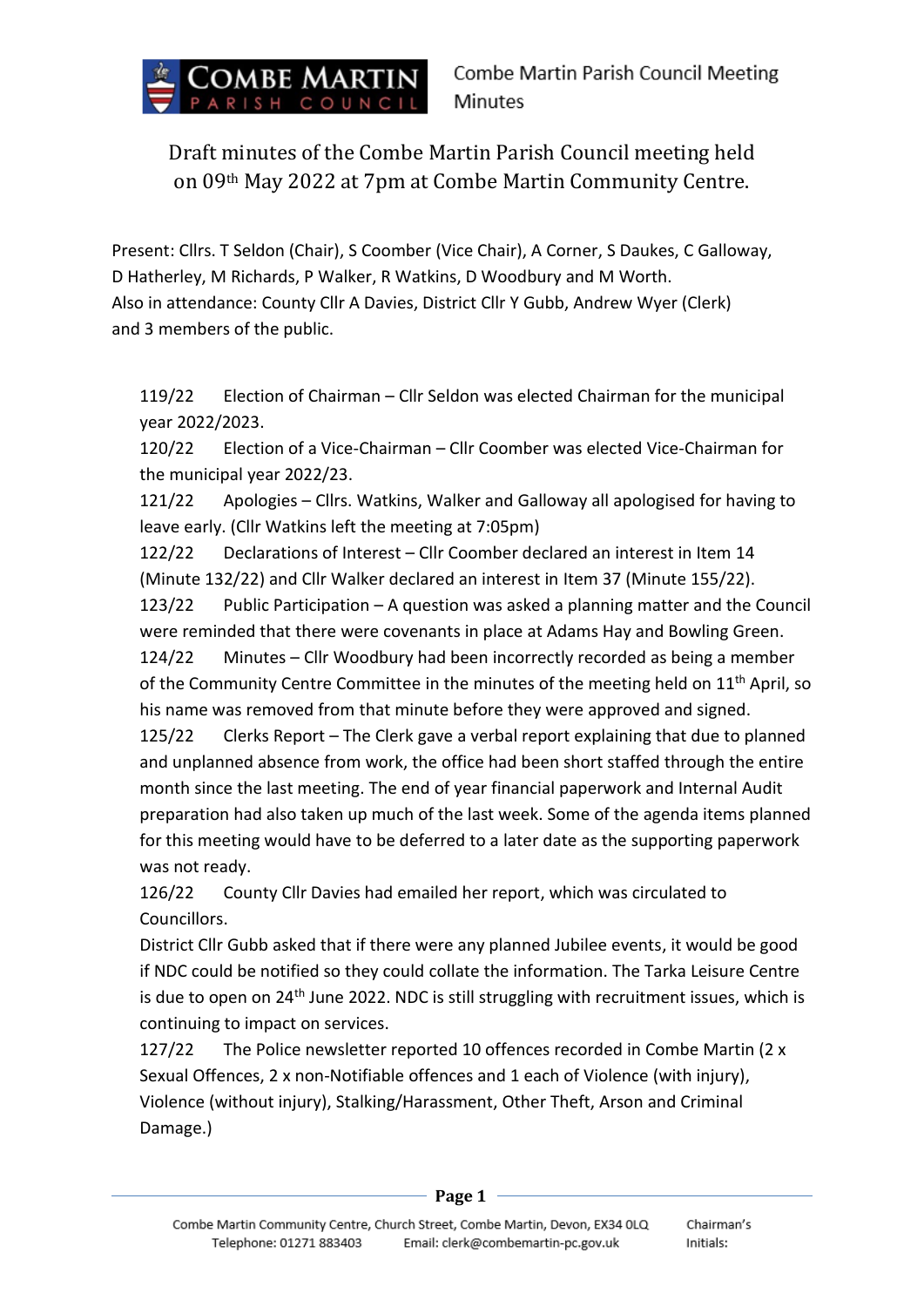# Draft minutes of the Combe Martin Parish Council meeting held on 09th May 2022 at 7pm at Combe Martin Community Centre.

Present: Cllrs. T Seldon (Chair), S Coomber (Vice Chair), A Corner, S Daukes, C Galloway, D Hatherley, M Richards, P Walker, R Watkins, D Woodbury and M Worth.
Also in attendance: County Cllr A Davies, District Cllr Y Gubb, Andrew Wyer (Clerk) and 3 members of the public.

119/22 Election of Chairman – Cllr Seldon was elected Chairman for the municipal year 2022/2023.

120/22 Election of a Vice-Chairman – Cllr Coomber was elected Vice-Chairman for the municipal year 2022/23.

121/22 Apologies – Cllrs. Watkins, Walker and Galloway all apologised for having to leave early. (Cllr Watkins left the meeting at 7:05pm)

122/22 Declarations of Interest – Cllr Coomber declared an interest in Item 14 (Minute 132/22) and Cllr Walker declared an interest in Item 37 (Minute 155/22).

123/22 Public Participation – A question was asked a planning matter and the Council were reminded that there were covenants in place at Adams Hay and Bowling Green.

124/22 Minutes – Cllr Woodbury had been incorrectly recorded as being a member of the Community Centre Committee in the minutes of the meeting held on 11th April, so his name was removed from that minute before they were approved and signed.

125/22 Clerks Report – The Clerk gave a verbal report explaining that due to planned and unplanned absence from work, the office had been short staffed through the entire month since the last meeting. The end of year financial paperwork and Internal Audit preparation had also taken up much of the last week. Some of the agenda items planned for this meeting would have to be deferred to a later date as the supporting paperwork was not ready.

126/22 County Cllr Davies had emailed her report, which was circulated to Councillors.

District Cllr Gubb asked that if there were any planned Jubilee events, it would be good if NDC could be notified so they could collate the information. The Tarka Leisure Centre is due to open on 24th June 2022. NDC is still struggling with recruitment issues, which is continuing to impact on services.

127/22 The Police newsletter reported 10 offences recorded in Combe Martin (2 x Sexual Offences, 2 x non-Notifiable offences and 1 each of Violence (with injury), Violence (without injury), Stalking/Harassment, Other Theft, Arson and Criminal Damage.)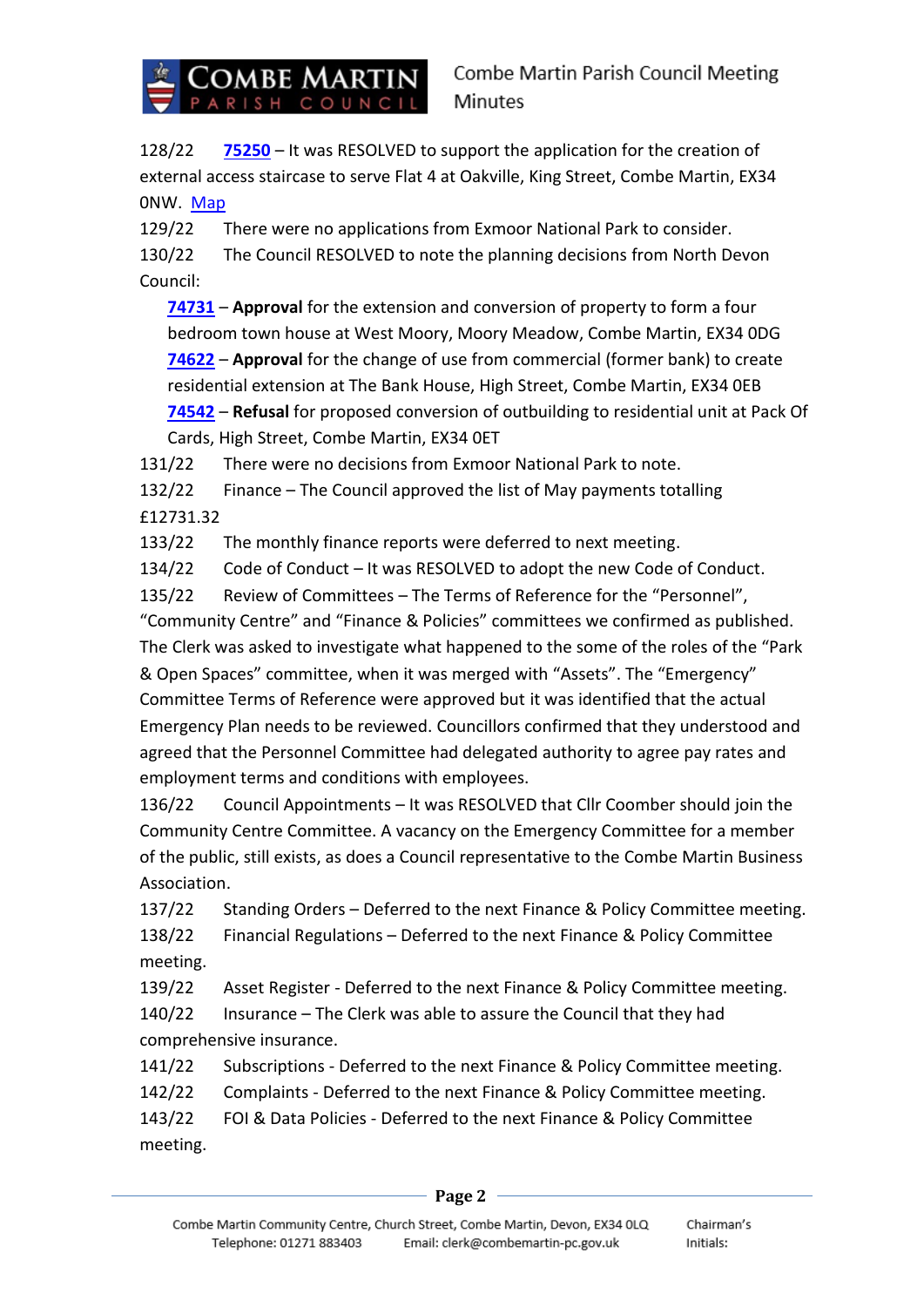128/22 **75250** – It was RESOLVED to support the application for the creation of external access staircase to serve Flat 4 at Oakville, King Street, Combe Martin, EX34 0NW. Map

129/22 There were no applications from Exmoor National Park to consider.

130/22 The Council RESOLVED to note the planning decisions from North Devon Council:

- **74731** – **Approval** for the extension and conversion of property to form a four bedroom town house at West Moory, Moory Meadow, Combe Martin, EX34 0DG
- **74622** – **Approval** for the change of use from commercial (former bank) to create residential extension at The Bank House, High Street, Combe Martin, EX34 0EB
- **74542** – **Refusal** for proposed conversion of outbuilding to residential unit at Pack Of Cards, High Street, Combe Martin, EX34 0ET

131/22 There were no decisions from Exmoor National Park to note.

132/22 Finance – The Council approved the list of May payments totalling £12731.32

133/22 The monthly finance reports were deferred to next meeting.

134/22 Code of Conduct – It was RESOLVED to adopt the new Code of Conduct.

135/22 Review of Committees – The Terms of Reference for the "Personnel", "Community Centre" and "Finance & Policies" committees we confirmed as published. The Clerk was asked to investigate what happened to the some of the roles of the "Park & Open Spaces" committee, when it was merged with "Assets". The "Emergency" Committee Terms of Reference were approved but it was identified that the actual Emergency Plan needs to be reviewed. Councillors confirmed that they understood and agreed that the Personnel Committee had delegated authority to agree pay rates and employment terms and conditions with employees.

136/22 Council Appointments – It was RESOLVED that Cllr Coomber should join the Community Centre Committee. A vacancy on the Emergency Committee for a member of the public, still exists, as does a Council representative to the Combe Martin Business Association.

137/22 Standing Orders – Deferred to the next Finance & Policy Committee meeting.

138/22 Financial Regulations – Deferred to the next Finance & Policy Committee meeting.

139/22 Asset Register - Deferred to the next Finance & Policy Committee meeting.

140/22 Insurance – The Clerk was able to assure the Council that they had comprehensive insurance.

141/22 Subscriptions - Deferred to the next Finance & Policy Committee meeting.

142/22 Complaints - Deferred to the next Finance & Policy Committee meeting.

143/22 FOI & Data Policies - Deferred to the next Finance & Policy Committee meeting.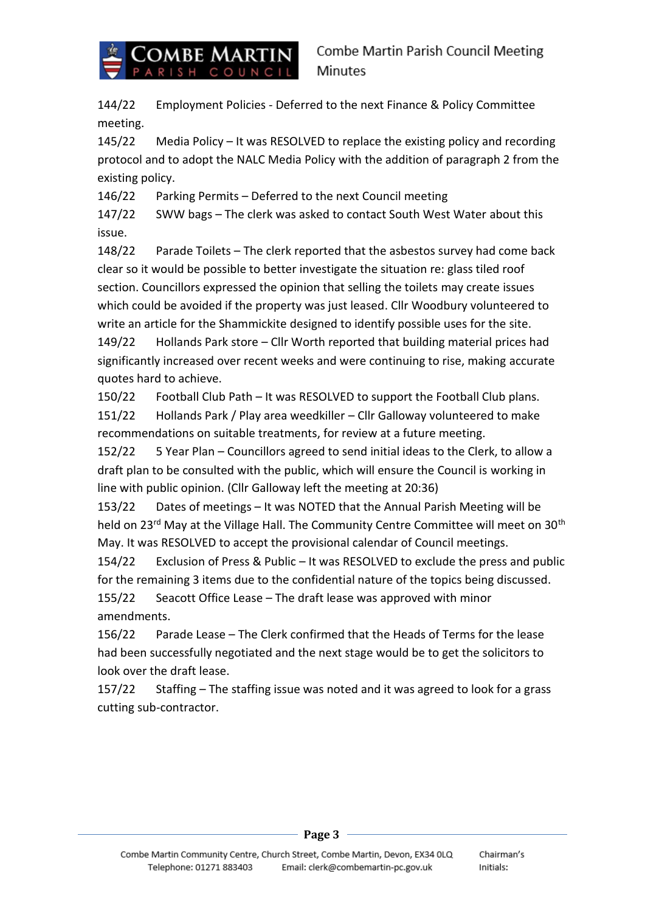144/22 Employment Policies - Deferred to the next Finance & Policy Committee meeting.

145/22 Media Policy – It was RESOLVED to replace the existing policy and recording protocol and to adopt the NALC Media Policy with the addition of paragraph 2 from the existing policy.

146/22 Parking Permits – Deferred to the next Council meeting

147/22 SWW bags – The clerk was asked to contact South West Water about this issue.

148/22 Parade Toilets – The clerk reported that the asbestos survey had come back clear so it would be possible to better investigate the situation re: glass tiled roof section. Councillors expressed the opinion that selling the toilets may create issues which could be avoided if the property was just leased. Cllr Woodbury volunteered to write an article for the Shammickite designed to identify possible uses for the site.

149/22 Hollands Park store – Cllr Worth reported that building material prices had significantly increased over recent weeks and were continuing to rise, making accurate quotes hard to achieve.

150/22 Football Club Path – It was RESOLVED to support the Football Club plans.

151/22 Hollands Park / Play area weedkiller – Cllr Galloway volunteered to make recommendations on suitable treatments, for review at a future meeting.

152/22 5 Year Plan – Councillors agreed to send initial ideas to the Clerk, to allow a draft plan to be consulted with the public, which will ensure the Council is working in line with public opinion. (Cllr Galloway left the meeting at 20:36)

153/22 Dates of meetings – It was NOTED that the Annual Parish Meeting will be held on 23rd May at the Village Hall. The Community Centre Committee will meet on 30th May. It was RESOLVED to accept the provisional calendar of Council meetings.

154/22 Exclusion of Press & Public – It was RESOLVED to exclude the press and public for the remaining 3 items due to the confidential nature of the topics being discussed.

155/22 Seacott Office Lease – The draft lease was approved with minor amendments.

156/22 Parade Lease – The Clerk confirmed that the Heads of Terms for the lease had been successfully negotiated and the next stage would be to get the solicitors to look over the draft lease.

157/22 Staffing – The staffing issue was noted and it was agreed to look for a grass cutting sub-contractor.